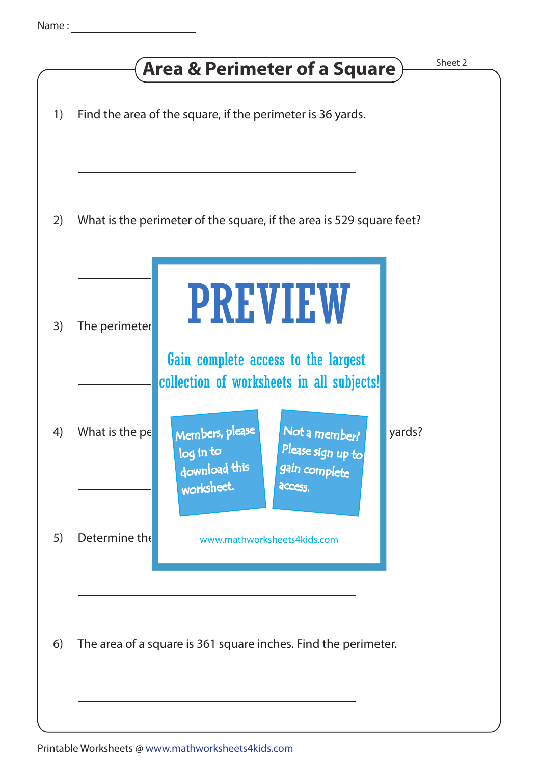Name : ____________________

# Area & Perimeter of a Square

Sheet 2

1) Find the area of the square, if the perimeter is 36 yards.

______________________________

2) What is the perimeter of the square, if the area is 529 square feet?

______________________________

3) The perimeter

______________________________

4) What is the pe yards?

______________________________

5) Determine the

PREVIEW

Gain complete access to the largest collection of worksheets in all subjects!

Members, please log in to download this worksheet.

Not a member? Please sign up to gain complete access.

www.mathworksheets4kids.com

______________________________

6) The area of a square is 361 square inches. Find the perimeter.

______________________________

Printable Worksheets @ www.mathworksheets4kids.com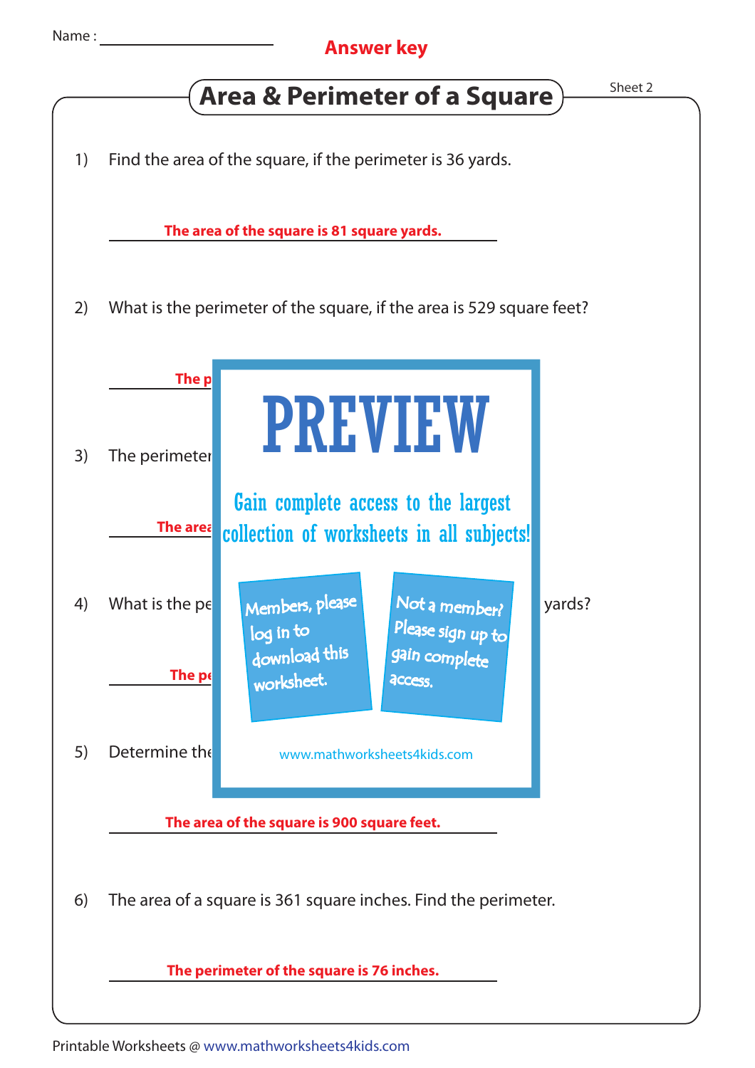Name : ____________________

**Answer key**

# Area & Perimeter of a Square

Sheet 2

1) Find the area of the square, if the perimeter is 36 yards.

**The area of the square is 81 square yards.**

2) What is the perimeter of the square, if the area is 529 square feet?

**The p**

3) The perimeter

**The area**

4) What is the pe yards?

**The pe**

5) Determine the

**The area of the square is 900 square feet.**

6) The area of a square is 361 square inches. Find the perimeter.

**The perimeter of the square is 76 inches.**

PREVIEW

Gain complete access to the largest collection of worksheets in all subjects!

Members, please log in to download this worksheet.

Not a member? Please sign up to gain complete access.

www.mathworksheets4kids.com

Printable Worksheets @ www.mathworksheets4kids.com